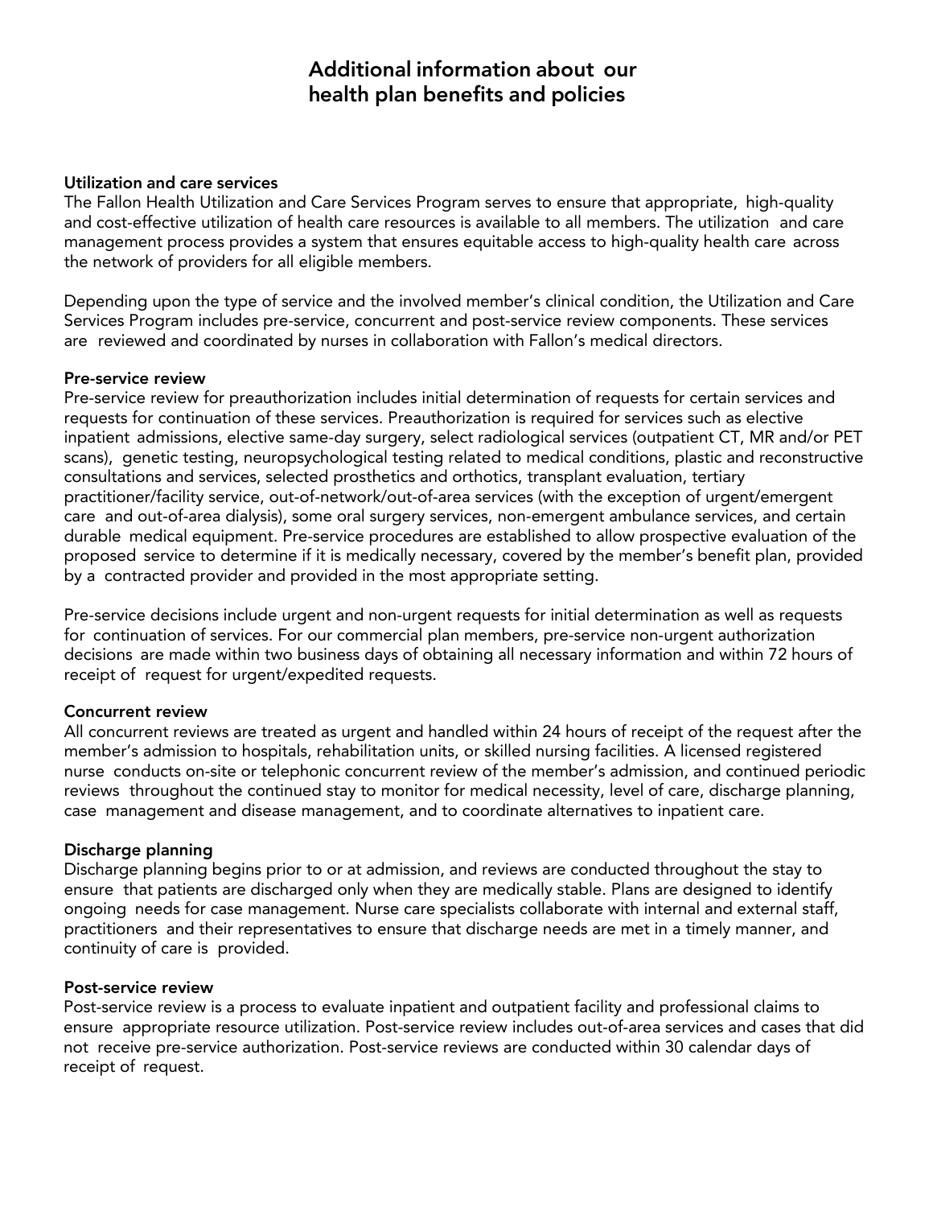# Additional information about our health plan benefits and policies

## Utilization and care services

The Fallon Health Utilization and Care Services Program serves to ensure that appropriate, high-quality and cost-effective utilization of health care resources is available to all members. The utilization and care management process provides a system that ensures equitable access to high-quality health care across the network of providers for all eligible members.

Depending upon the type of service and the involved member's clinical condition, the Utilization and Care Services Program includes pre-service, concurrent and post-service review components. These services are reviewed and coordinated by nurses in collaboration with Fallon's medical directors.

## Pre-service review

Pre-service review for preauthorization includes initial determination of requests for certain services and requests for continuation of these services. Preauthorization is required for services such as elective inpatient admissions, elective same-day surgery, select radiological services (outpatient CT, MR and/or PET scans), genetic testing, neuropsychological testing related to medical conditions, plastic and reconstructive consultations and services, selected prosthetics and orthotics, transplant evaluation, tertiary practitioner/facility service, out-of-network/out-of-area services (with the exception of urgent/emergent care and out-of-area dialysis), some oral surgery services, non-emergent ambulance services, and certain durable medical equipment. Pre-service procedures are established to allow prospective evaluation of the proposed service to determine if it is medically necessary, covered by the member's benefit plan, provided by a contracted provider and provided in the most appropriate setting.

Pre-service decisions include urgent and non-urgent requests for initial determination as well as requests for continuation of services. For our commercial plan members, pre-service non-urgent authorization decisions are made within two business days of obtaining all necessary information and within 72 hours of receipt of request for urgent/expedited requests.

## Concurrent review

All concurrent reviews are treated as urgent and handled within 24 hours of receipt of the request after the member's admission to hospitals, rehabilitation units, or skilled nursing facilities. A licensed registered nurse conducts on-site or telephonic concurrent review of the member's admission, and continued periodic reviews throughout the continued stay to monitor for medical necessity, level of care, discharge planning, case management and disease management, and to coordinate alternatives to inpatient care.

## Discharge planning

Discharge planning begins prior to or at admission, and reviews are conducted throughout the stay to ensure that patients are discharged only when they are medically stable. Plans are designed to identify ongoing needs for case management. Nurse care specialists collaborate with internal and external staff, practitioners and their representatives to ensure that discharge needs are met in a timely manner, and continuity of care is provided.

## Post-service review

Post-service review is a process to evaluate inpatient and outpatient facility and professional claims to ensure appropriate resource utilization. Post-service review includes out-of-area services and cases that did not receive pre-service authorization. Post-service reviews are conducted within 30 calendar days of receipt of request.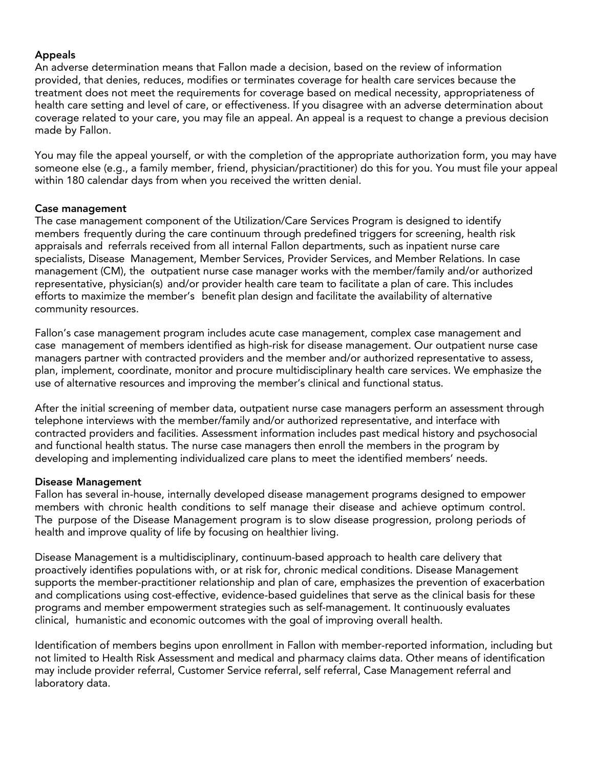**Appeals**

An adverse determination means that Fallon made a decision, based on the review of information provided, that denies, reduces, modifies or terminates coverage for health care services because the treatment does not meet the requirements for coverage based on medical necessity, appropriateness of health care setting and level of care, or effectiveness. If you disagree with an adverse determination about coverage related to your care, you may file an appeal. An appeal is a request to change a previous decision made by Fallon.

You may file the appeal yourself, or with the completion of the appropriate authorization form, you may have someone else (e.g., a family member, friend, physician/practitioner) do this for you. You must file your appeal within 180 calendar days from when you received the written denial.

**Case management**

The case management component of the Utilization/Care Services Program is designed to identify members frequently during the care continuum through predefined triggers for screening, health risk appraisals and referrals received from all internal Fallon departments, such as inpatient nurse care specialists, Disease Management, Member Services, Provider Services, and Member Relations. In case management (CM), the outpatient nurse case manager works with the member/family and/or authorized representative, physician(s) and/or provider health care team to facilitate a plan of care. This includes efforts to maximize the member's benefit plan design and facilitate the availability of alternative community resources.

Fallon's case management program includes acute case management, complex case management and case management of members identified as high-risk for disease management. Our outpatient nurse case managers partner with contracted providers and the member and/or authorized representative to assess, plan, implement, coordinate, monitor and procure multidisciplinary health care services. We emphasize the use of alternative resources and improving the member's clinical and functional status.

After the initial screening of member data, outpatient nurse case managers perform an assessment through telephone interviews with the member/family and/or authorized representative, and interface with contracted providers and facilities. Assessment information includes past medical history and psychosocial and functional health status. The nurse case managers then enroll the members in the program by developing and implementing individualized care plans to meet the identified members' needs.

**Disease Management**

Fallon has several in-house, internally developed disease management programs designed to empower members with chronic health conditions to self manage their disease and achieve optimum control. The purpose of the Disease Management program is to slow disease progression, prolong periods of health and improve quality of life by focusing on healthier living.

Disease Management is a multidisciplinary, continuum-based approach to health care delivery that proactively identifies populations with, or at risk for, chronic medical conditions. Disease Management supports the member-practitioner relationship and plan of care, emphasizes the prevention of exacerbation and complications using cost-effective, evidence-based guidelines that serve as the clinical basis for these programs and member empowerment strategies such as self-management. It continuously evaluates clinical, humanistic and economic outcomes with the goal of improving overall health.

Identification of members begins upon enrollment in Fallon with member-reported information, including but not limited to Health Risk Assessment and medical and pharmacy claims data. Other means of identification may include provider referral, Customer Service referral, self referral, Case Management referral and laboratory data.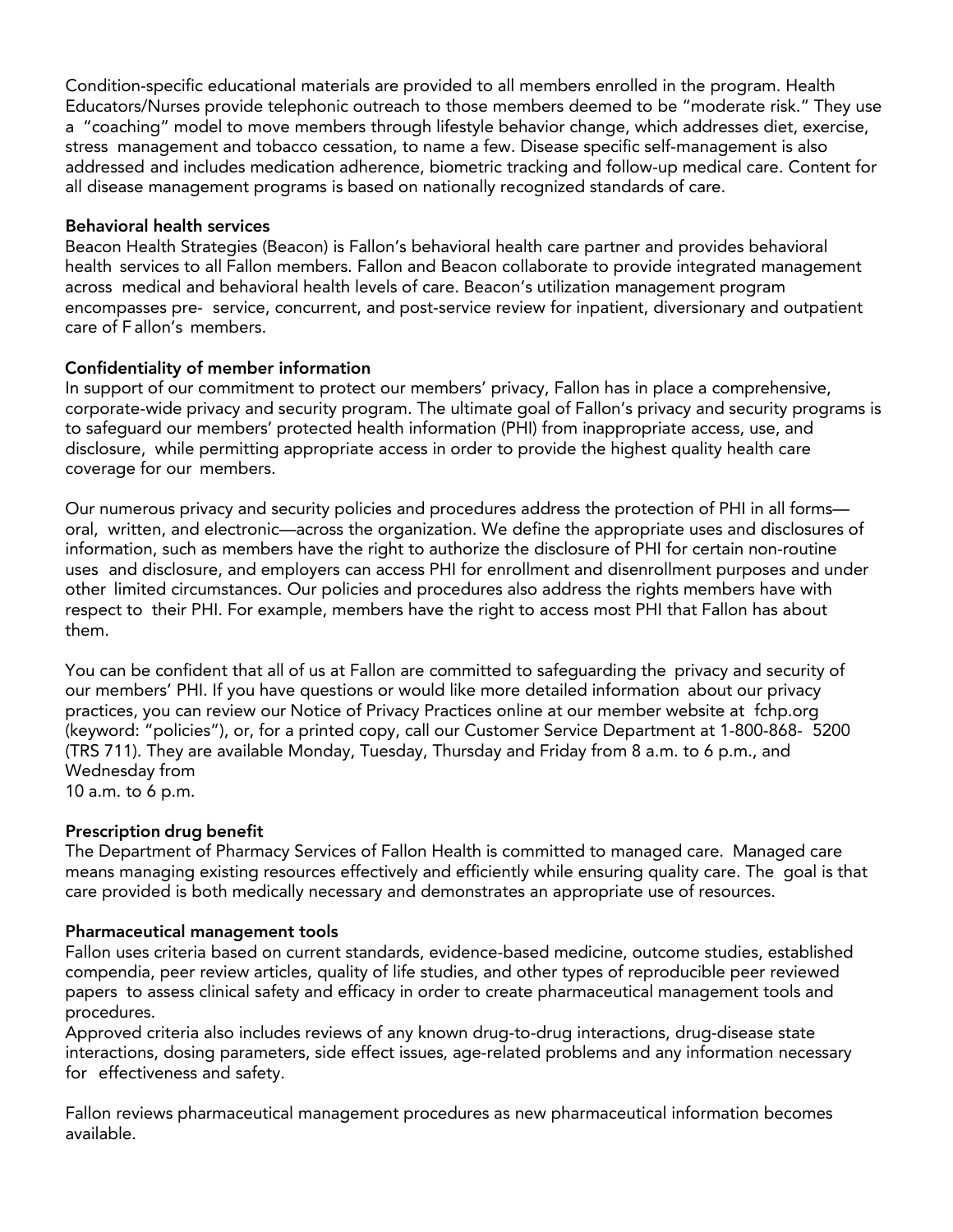Condition-specific educational materials are provided to all members enrolled in the program. Health Educators/Nurses provide telephonic outreach to those members deemed to be "moderate risk." They use a "coaching" model to move members through lifestyle behavior change, which addresses diet, exercise, stress management and tobacco cessation, to name a few. Disease specific self-management is also addressed and includes medication adherence, biometric tracking and follow-up medical care. Content for all disease management programs is based on nationally recognized standards of care.

**Behavioral health services**

Beacon Health Strategies (Beacon) is Fallon's behavioral health care partner and provides behavioral health services to all Fallon members. Fallon and Beacon collaborate to provide integrated management across medical and behavioral health levels of care. Beacon's utilization management program encompasses pre- service, concurrent, and post-service review for inpatient, diversionary and outpatient care of Fallon's members.

**Confidentiality of member information**

In support of our commitment to protect our members' privacy, Fallon has in place a comprehensive, corporate-wide privacy and security program. The ultimate goal of Fallon's privacy and security programs is to safeguard our members' protected health information (PHI) from inappropriate access, use, and disclosure, while permitting appropriate access in order to provide the highest quality health care coverage for our members.

Our numerous privacy and security policies and procedures address the protection of PHI in all forms—oral, written, and electronic—across the organization. We define the appropriate uses and disclosures of information, such as members have the right to authorize the disclosure of PHI for certain non-routine uses and disclosure, and employers can access PHI for enrollment and disenrollment purposes and under other limited circumstances. Our policies and procedures also address the rights members have with respect to their PHI. For example, members have the right to access most PHI that Fallon has about them.

You can be confident that all of us at Fallon are committed to safeguarding the privacy and security of our members' PHI. If you have questions or would like more detailed information about our privacy practices, you can review our Notice of Privacy Practices online at our member website at fchp.org (keyword: "policies"), or, for a printed copy, call our Customer Service Department at 1-800-868- 5200 (TRS 711). They are available Monday, Tuesday, Thursday and Friday from 8 a.m. to 6 p.m., and Wednesday from
10 a.m. to 6 p.m.

**Prescription drug benefit**

The Department of Pharmacy Services of Fallon Health is committed to managed care. Managed care means managing existing resources effectively and efficiently while ensuring quality care. The goal is that care provided is both medically necessary and demonstrates an appropriate use of resources.

**Pharmaceutical management tools**

Fallon uses criteria based on current standards, evidence-based medicine, outcome studies, established compendia, peer review articles, quality of life studies, and other types of reproducible peer reviewed papers to assess clinical safety and efficacy in order to create pharmaceutical management tools and procedures.
Approved criteria also includes reviews of any known drug-to-drug interactions, drug-disease state interactions, dosing parameters, side effect issues, age-related problems and any information necessary for effectiveness and safety.

Fallon reviews pharmaceutical management procedures as new pharmaceutical information becomes available.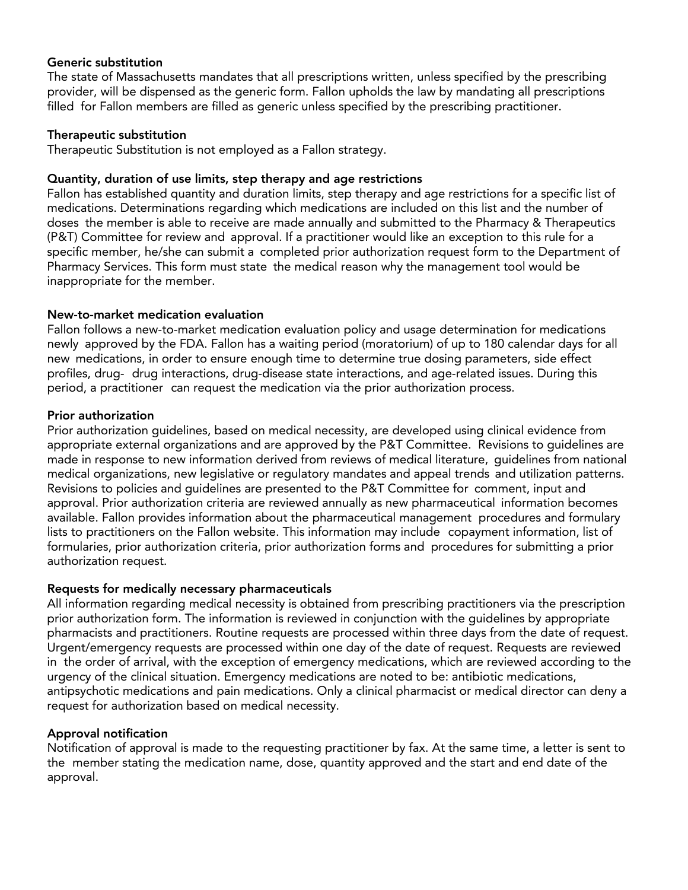**Generic substitution**

The state of Massachusetts mandates that all prescriptions written, unless specified by the prescribing provider, will be dispensed as the generic form. Fallon upholds the law by mandating all prescriptions filled for Fallon members are filled as generic unless specified by the prescribing practitioner.

**Therapeutic substitution**

Therapeutic Substitution is not employed as a Fallon strategy.

**Quantity, duration of use limits, step therapy and age restrictions**

Fallon has established quantity and duration limits, step therapy and age restrictions for a specific list of medications. Determinations regarding which medications are included on this list and the number of doses the member is able to receive are made annually and submitted to the Pharmacy & Therapeutics (P&T) Committee for review and approval. If a practitioner would like an exception to this rule for a specific member, he/she can submit a completed prior authorization request form to the Department of Pharmacy Services. This form must state the medical reason why the management tool would be inappropriate for the member.

**New-to-market medication evaluation**

Fallon follows a new-to-market medication evaluation policy and usage determination for medications newly approved by the FDA. Fallon has a waiting period (moratorium) of up to 180 calendar days for all new medications, in order to ensure enough time to determine true dosing parameters, side effect profiles, drug- drug interactions, drug-disease state interactions, and age-related issues. During this period, a practitioner can request the medication via the prior authorization process.

**Prior authorization**

Prior authorization guidelines, based on medical necessity, are developed using clinical evidence from appropriate external organizations and are approved by the P&T Committee. Revisions to guidelines are made in response to new information derived from reviews of medical literature, guidelines from national medical organizations, new legislative or regulatory mandates and appeal trends and utilization patterns. Revisions to policies and guidelines are presented to the P&T Committee for comment, input and approval. Prior authorization criteria are reviewed annually as new pharmaceutical information becomes available. Fallon provides information about the pharmaceutical management procedures and formulary lists to practitioners on the Fallon website. This information may include copayment information, list of formularies, prior authorization criteria, prior authorization forms and procedures for submitting a prior authorization request.

**Requests for medically necessary pharmaceuticals**

All information regarding medical necessity is obtained from prescribing practitioners via the prescription prior authorization form. The information is reviewed in conjunction with the guidelines by appropriate pharmacists and practitioners. Routine requests are processed within three days from the date of request. Urgent/emergency requests are processed within one day of the date of request. Requests are reviewed in the order of arrival, with the exception of emergency medications, which are reviewed according to the urgency of the clinical situation. Emergency medications are noted to be: antibiotic medications, antipsychotic medications and pain medications. Only a clinical pharmacist or medical director can deny a request for authorization based on medical necessity.

**Approval notification**

Notification of approval is made to the requesting practitioner by fax. At the same time, a letter is sent to the member stating the medication name, dose, quantity approved and the start and end date of the approval.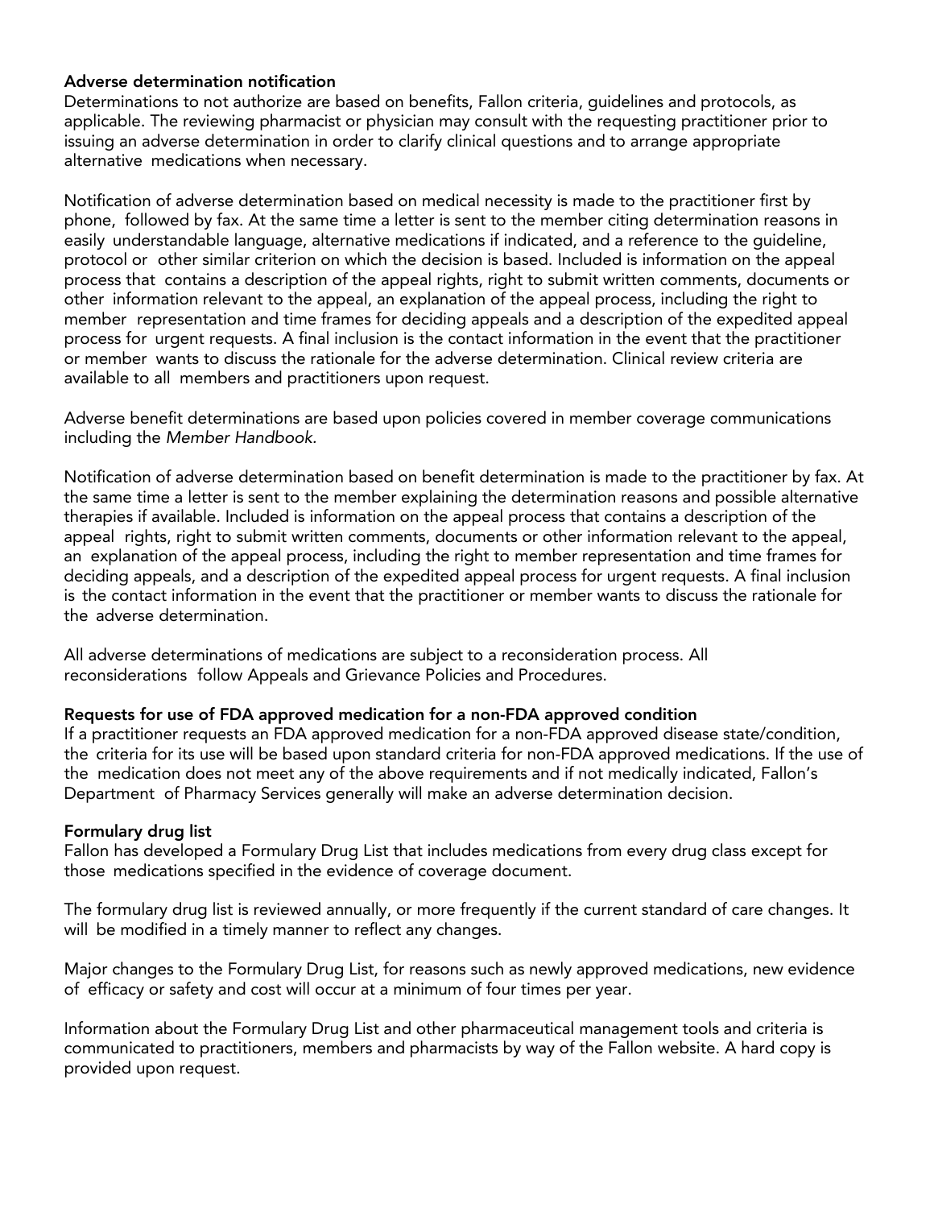**Adverse determination notification**

Determinations to not authorize are based on benefits, Fallon criteria, guidelines and protocols, as applicable. The reviewing pharmacist or physician may consult with the requesting practitioner prior to issuing an adverse determination in order to clarify clinical questions and to arrange appropriate alternative medications when necessary.

Notification of adverse determination based on medical necessity is made to the practitioner first by phone, followed by fax. At the same time a letter is sent to the member citing determination reasons in easily understandable language, alternative medications if indicated, and a reference to the guideline, protocol or other similar criterion on which the decision is based. Included is information on the appeal process that contains a description of the appeal rights, right to submit written comments, documents or other information relevant to the appeal, an explanation of the appeal process, including the right to member representation and time frames for deciding appeals and a description of the expedited appeal process for urgent requests. A final inclusion is the contact information in the event that the practitioner or member wants to discuss the rationale for the adverse determination. Clinical review criteria are available to all members and practitioners upon request.

Adverse benefit determinations are based upon policies covered in member coverage communications including the *Member Handbook*.

Notification of adverse determination based on benefit determination is made to the practitioner by fax. At the same time a letter is sent to the member explaining the determination reasons and possible alternative therapies if available. Included is information on the appeal process that contains a description of the appeal rights, right to submit written comments, documents or other information relevant to the appeal, an explanation of the appeal process, including the right to member representation and time frames for deciding appeals, and a description of the expedited appeal process for urgent requests. A final inclusion is the contact information in the event that the practitioner or member wants to discuss the rationale for the adverse determination.

All adverse determinations of medications are subject to a reconsideration process. All reconsiderations follow Appeals and Grievance Policies and Procedures.

**Requests for use of FDA approved medication for a non-FDA approved condition**

If a practitioner requests an FDA approved medication for a non-FDA approved disease state/condition, the criteria for its use will be based upon standard criteria for non-FDA approved medications. If the use of the medication does not meet any of the above requirements and if not medically indicated, Fallon's Department of Pharmacy Services generally will make an adverse determination decision.

**Formulary drug list**

Fallon has developed a Formulary Drug List that includes medications from every drug class except for those medications specified in the evidence of coverage document.

The formulary drug list is reviewed annually, or more frequently if the current standard of care changes. It will be modified in a timely manner to reflect any changes.

Major changes to the Formulary Drug List, for reasons such as newly approved medications, new evidence of efficacy or safety and cost will occur at a minimum of four times per year.

Information about the Formulary Drug List and other pharmaceutical management tools and criteria is communicated to practitioners, members and pharmacists by way of the Fallon website. A hard copy is provided upon request.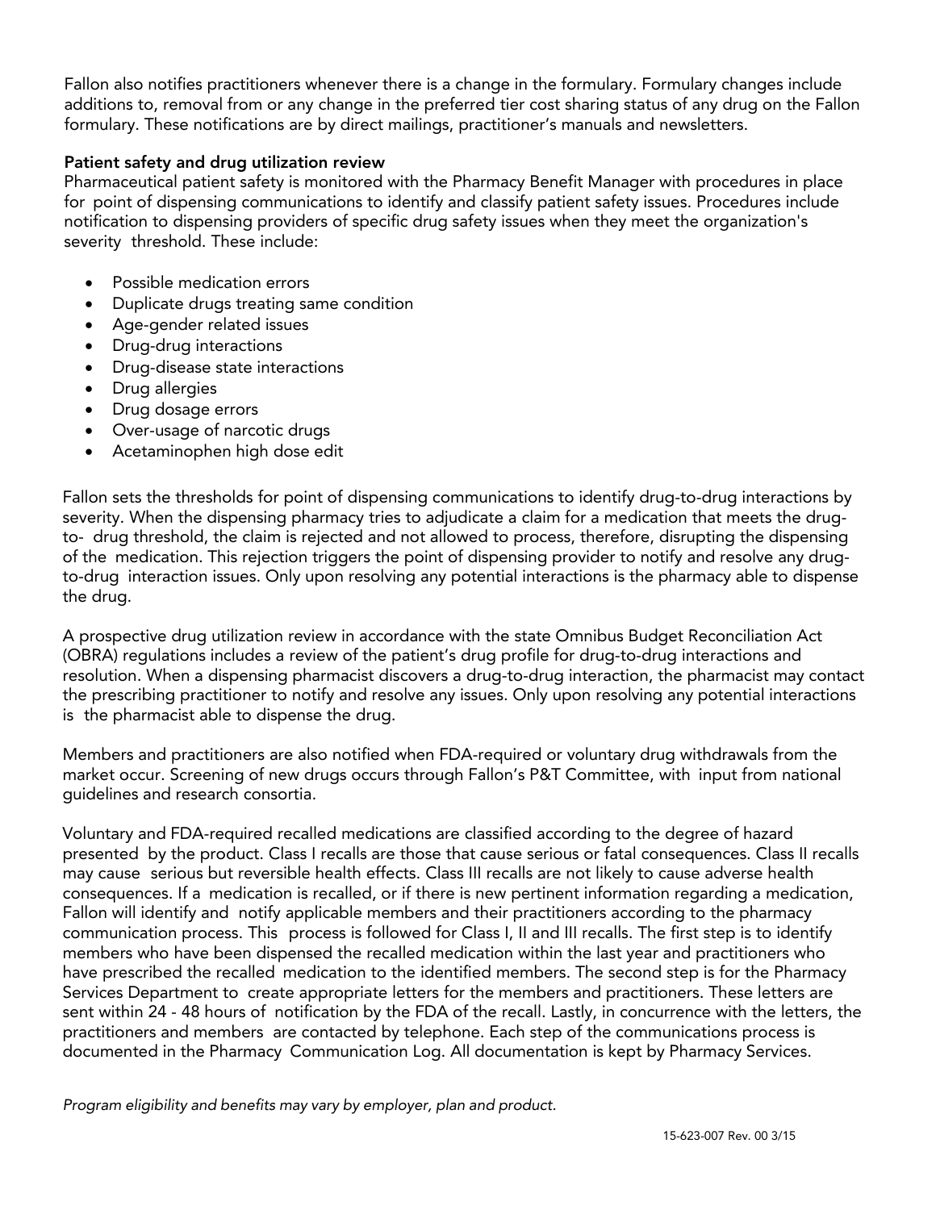Fallon also notifies practitioners whenever there is a change in the formulary. Formulary changes include additions to, removal from or any change in the preferred tier cost sharing status of any drug on the Fallon formulary. These notifications are by direct mailings, practitioner's manuals and newsletters.

**Patient safety and drug utilization review**

Pharmaceutical patient safety is monitored with the Pharmacy Benefit Manager with procedures in place for point of dispensing communications to identify and classify patient safety issues. Procedures include notification to dispensing providers of specific drug safety issues when they meet the organization's severity threshold. These include:

- Possible medication errors
- Duplicate drugs treating same condition
- Age-gender related issues
- Drug-drug interactions
- Drug-disease state interactions
- Drug allergies
- Drug dosage errors
- Over-usage of narcotic drugs
- Acetaminophen high dose edit

Fallon sets the thresholds for point of dispensing communications to identify drug-to-drug interactions by severity. When the dispensing pharmacy tries to adjudicate a claim for a medication that meets the drug-to- drug threshold, the claim is rejected and not allowed to process, therefore, disrupting the dispensing of the medication. This rejection triggers the point of dispensing provider to notify and resolve any drug-to-drug interaction issues. Only upon resolving any potential interactions is the pharmacy able to dispense the drug.

A prospective drug utilization review in accordance with the state Omnibus Budget Reconciliation Act (OBRA) regulations includes a review of the patient's drug profile for drug-to-drug interactions and resolution. When a dispensing pharmacist discovers a drug-to-drug interaction, the pharmacist may contact the prescribing practitioner to notify and resolve any issues. Only upon resolving any potential interactions is the pharmacist able to dispense the drug.

Members and practitioners are also notified when FDA-required or voluntary drug withdrawals from the market occur. Screening of new drugs occurs through Fallon's P&T Committee, with input from national guidelines and research consortia.

Voluntary and FDA-required recalled medications are classified according to the degree of hazard presented by the product. Class I recalls are those that cause serious or fatal consequences. Class II recalls may cause serious but reversible health effects. Class III recalls are not likely to cause adverse health consequences. If a medication is recalled, or if there is new pertinent information regarding a medication, Fallon will identify and notify applicable members and their practitioners according to the pharmacy communication process. This process is followed for Class I, II and III recalls. The first step is to identify members who have been dispensed the recalled medication within the last year and practitioners who have prescribed the recalled medication to the identified members. The second step is for the Pharmacy Services Department to create appropriate letters for the members and practitioners. These letters are sent within 24 - 48 hours of notification by the FDA of the recall. Lastly, in concurrence with the letters, the practitioners and members are contacted by telephone. Each step of the communications process is documented in the Pharmacy Communication Log. All documentation is kept by Pharmacy Services.

*Program eligibility and benefits may vary by employer, plan and product.*

15-623-007 Rev. 00 3/15